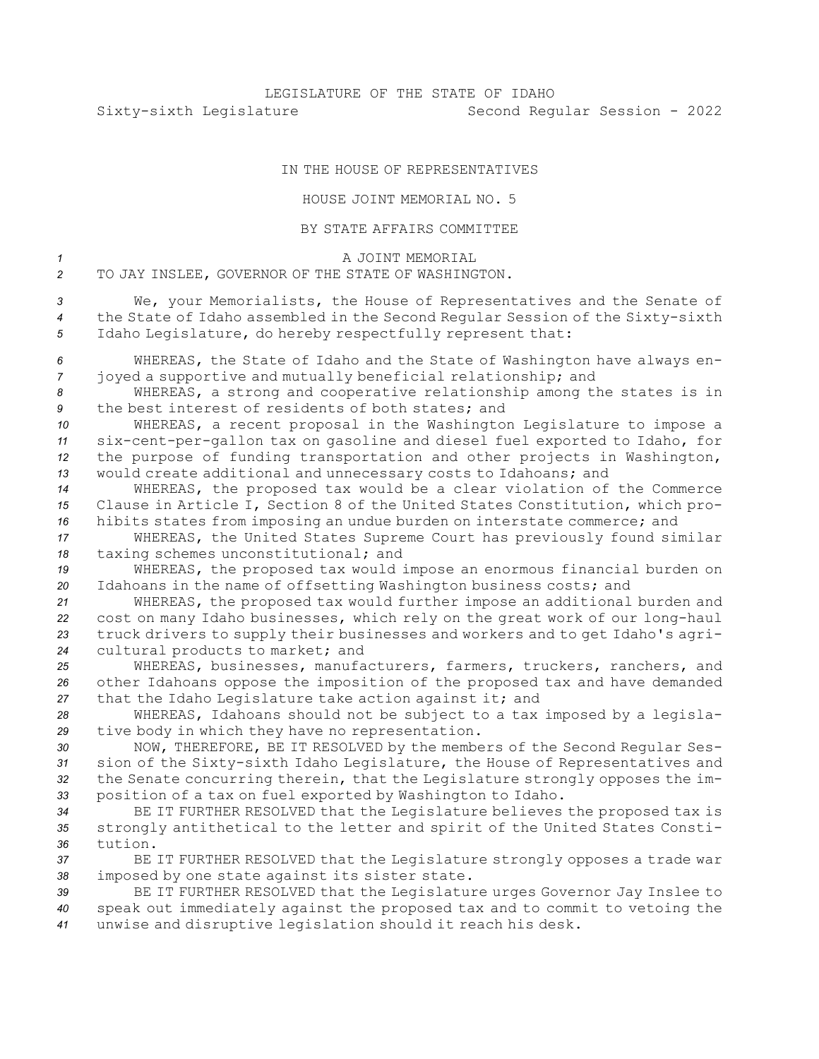LEGISLATURE OF THE STATE OF IDAHO
Sixty-sixth Legislature Second Regular Session - 2022

IN THE HOUSE OF REPRESENTATIVES

HOUSE JOINT MEMORIAL NO. 5

BY STATE AFFAIRS COMMITTEE

A JOINT MEMORIAL
TO JAY INSLEE, GOVERNOR OF THE STATE OF WASHINGTON.

We, your Memorialists, the House of Representatives and the Senate of the State of Idaho assembled in the Second Regular Session of the Sixty-sixth Idaho Legislature, do hereby respectfully represent that:

WHEREAS, the State of Idaho and the State of Washington have always enjoyed a supportive and mutually beneficial relationship; and

WHEREAS, a strong and cooperative relationship among the states is in the best interest of residents of both states; and

WHEREAS, a recent proposal in the Washington Legislature to impose a six-cent-per-gallon tax on gasoline and diesel fuel exported to Idaho, for the purpose of funding transportation and other projects in Washington, would create additional and unnecessary costs to Idahoans; and

WHEREAS, the proposed tax would be a clear violation of the Commerce Clause in Article I, Section 8 of the United States Constitution, which prohibits states from imposing an undue burden on interstate commerce; and

WHEREAS, the United States Supreme Court has previously found similar taxing schemes unconstitutional; and

WHEREAS, the proposed tax would impose an enormous financial burden on Idahoans in the name of offsetting Washington business costs; and

WHEREAS, the proposed tax would further impose an additional burden and cost on many Idaho businesses, which rely on the great work of our long-haul truck drivers to supply their businesses and workers and to get Idaho's agricultural products to market; and

WHEREAS, businesses, manufacturers, farmers, truckers, ranchers, and other Idahoans oppose the imposition of the proposed tax and have demanded that the Idaho Legislature take action against it; and

WHEREAS, Idahoans should not be subject to a tax imposed by a legislative body in which they have no representation.

NOW, THEREFORE, BE IT RESOLVED by the members of the Second Regular Session of the Sixty-sixth Idaho Legislature, the House of Representatives and the Senate concurring therein, that the Legislature strongly opposes the imposition of a tax on fuel exported by Washington to Idaho.

BE IT FURTHER RESOLVED that the Legislature believes the proposed tax is strongly antithetical to the letter and spirit of the United States Constitution.

BE IT FURTHER RESOLVED that the Legislature strongly opposes a trade war imposed by one state against its sister state.

BE IT FURTHER RESOLVED that the Legislature urges Governor Jay Inslee to speak out immediately against the proposed tax and to commit to vetoing the unwise and disruptive legislation should it reach his desk.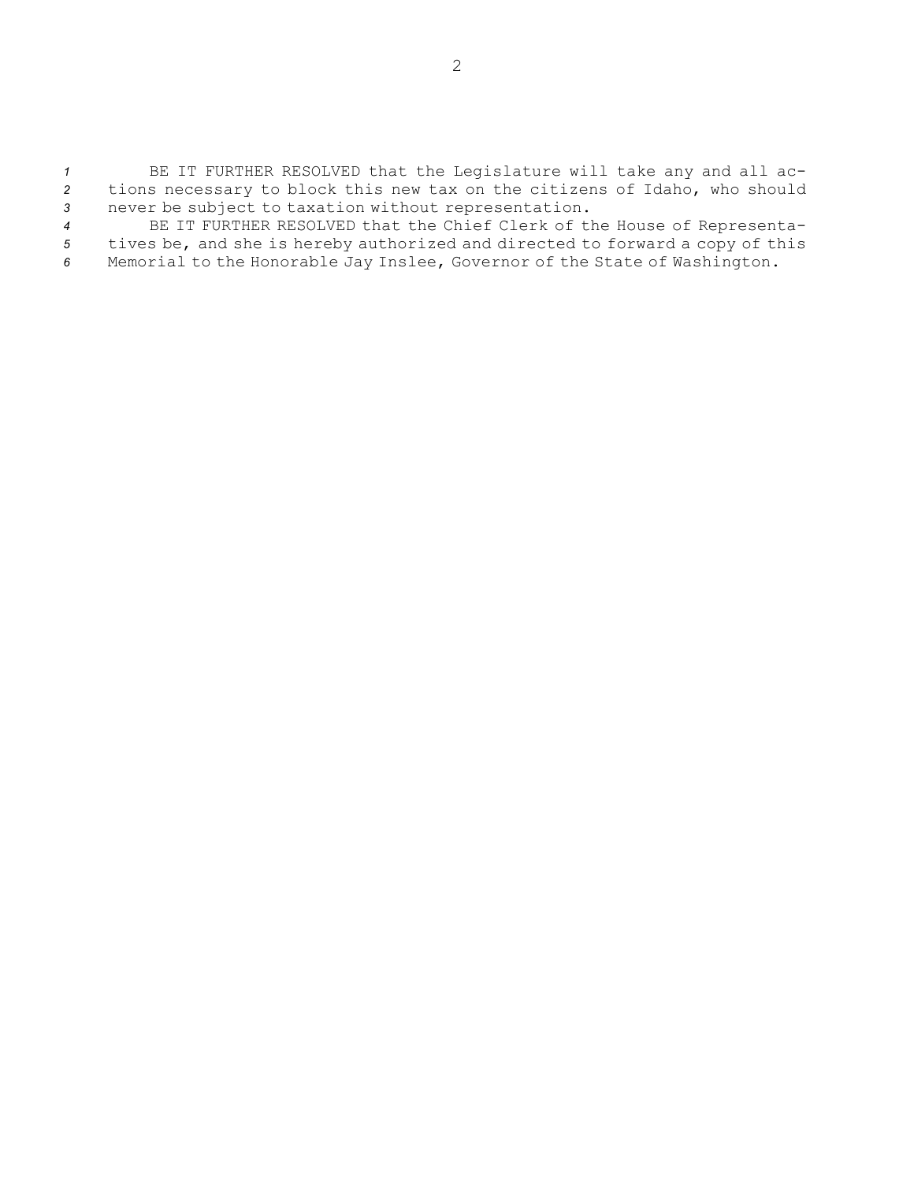BE IT FURTHER RESOLVED that the Legislature will take any and all actions necessary to block this new tax on the citizens of Idaho, who should never be subject to taxation without representation.

BE IT FURTHER RESOLVED that the Chief Clerk of the House of Representatives be, and she is hereby authorized and directed to forward a copy of this Memorial to the Honorable Jay Inslee, Governor of the State of Washington.